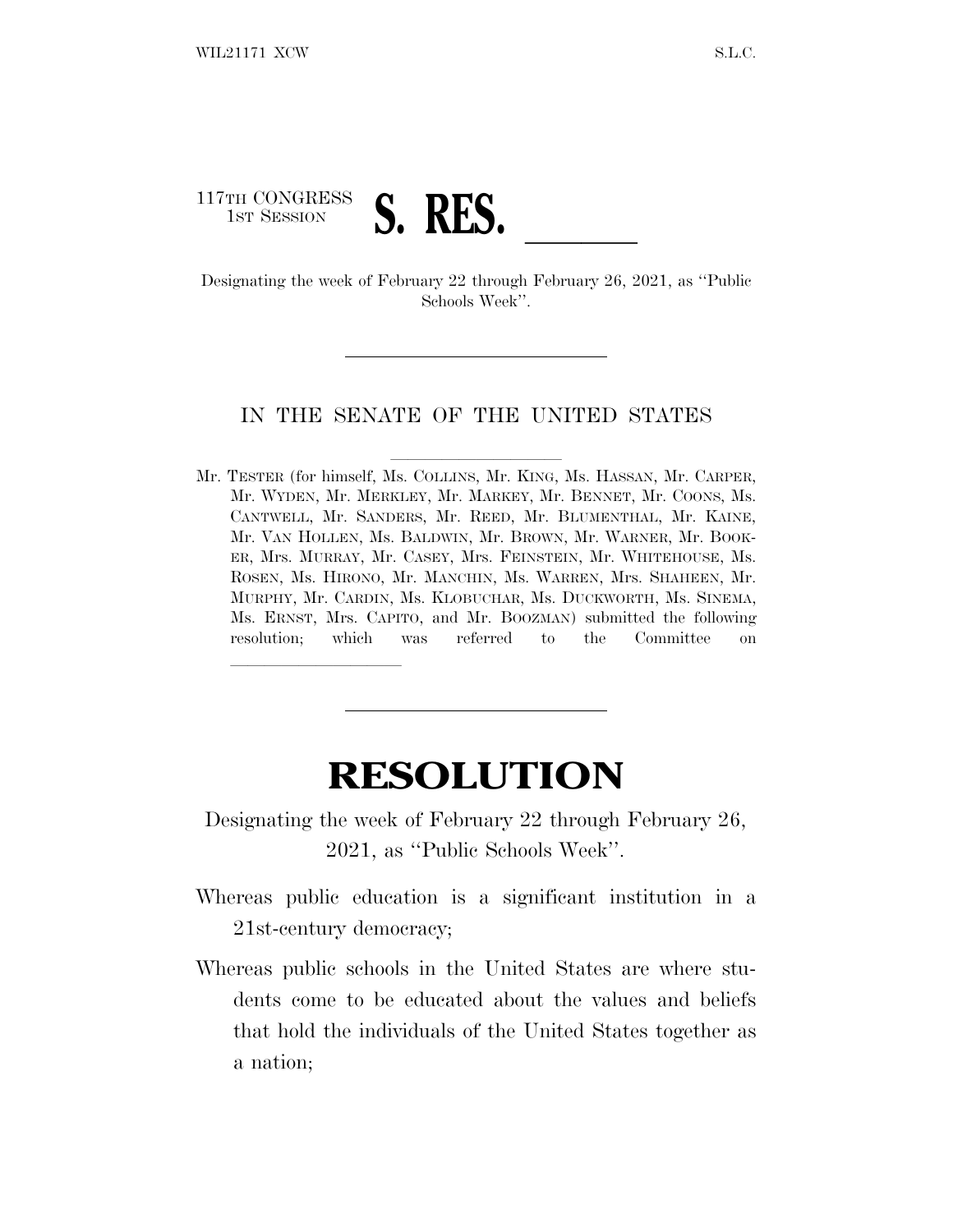117TH CONGRESS
1ST SESSION

# S. RES. ______

Designating the week of February 22 through February 26, 2021, as ''Public Schools Week''.

IN THE SENATE OF THE UNITED STATES

Mr. TESTER (for himself, Ms. COLLINS, Mr. KING, Ms. HASSAN, Mr. CARPER, Mr. WYDEN, Mr. MERKLEY, Mr. MARKEY, Mr. BENNET, Mr. COONS, Ms. CANTWELL, Mr. SANDERS, Mr. REED, Mr. BLUMENTHAL, Mr. KAINE, Mr. VAN HOLLEN, Ms. BALDWIN, Mr. BROWN, Mr. WARNER, Mr. BOOKER, Mrs. MURRAY, Mr. CASEY, Mrs. FEINSTEIN, Mr. WHITEHOUSE, Ms. ROSEN, Ms. HIRONO, Mr. MANCHIN, Ms. WARREN, Mrs. SHAHEEN, Mr. MURPHY, Mr. CARDIN, Ms. KLOBUCHAR, Ms. DUCKWORTH, Ms. SINEMA, Ms. ERNST, Mrs. CAPITO, and Mr. BOOZMAN) submitted the following resolution; which was referred to the Committee on ______

# RESOLUTION

Designating the week of February 22 through February 26, 2021, as ''Public Schools Week''.

Whereas public education is a significant institution in a 21st-century democracy;

Whereas public schools in the United States are where students come to be educated about the values and beliefs that hold the individuals of the United States together as a nation;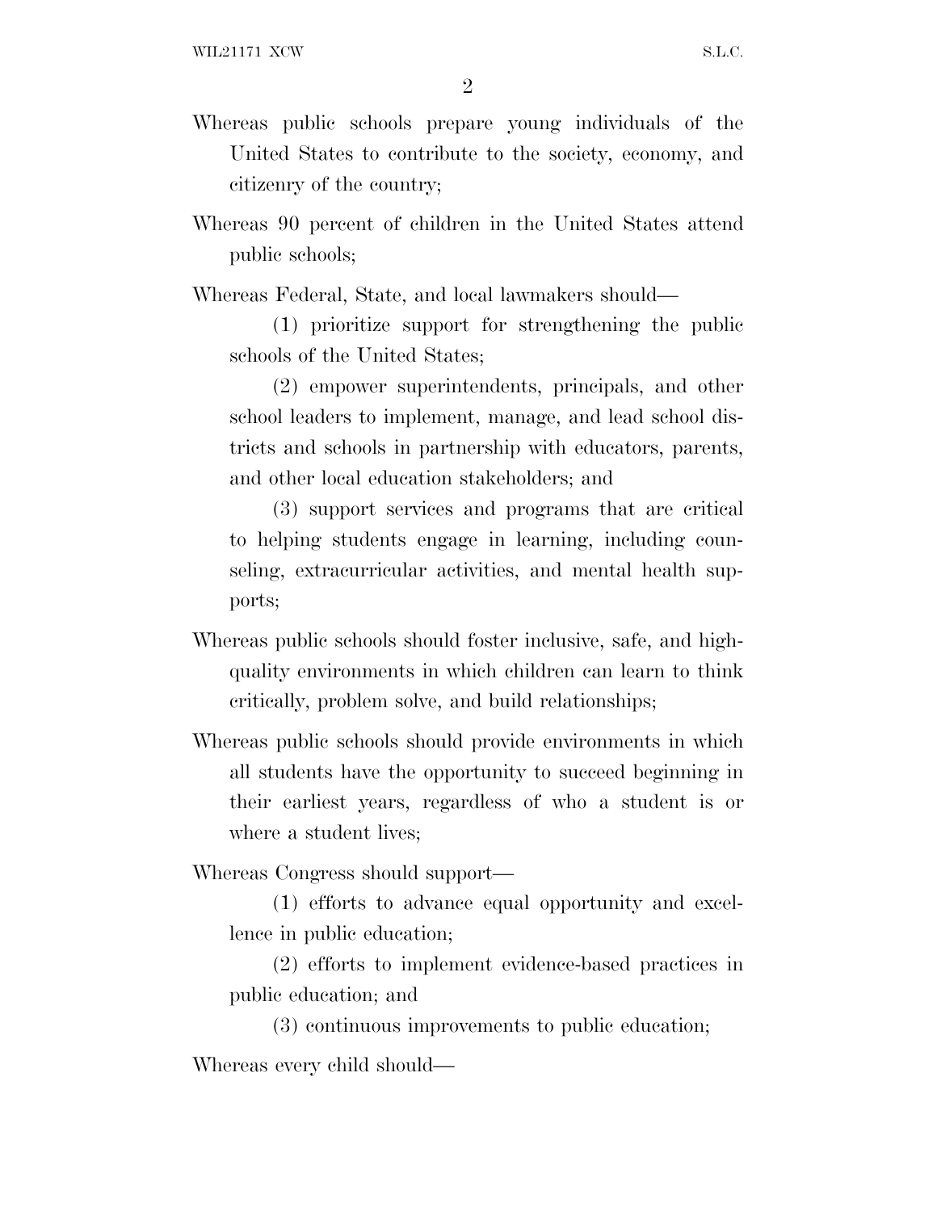Whereas public schools prepare young individuals of the United States to contribute to the society, economy, and citizenry of the country;

Whereas 90 percent of children in the United States attend public schools;

Whereas Federal, State, and local lawmakers should—

(1) prioritize support for strengthening the public schools of the United States;

(2) empower superintendents, principals, and other school leaders to implement, manage, and lead school districts and schools in partnership with educators, parents, and other local education stakeholders; and

(3) support services and programs that are critical to helping students engage in learning, including counseling, extracurricular activities, and mental health supports;

Whereas public schools should foster inclusive, safe, and high-quality environments in which children can learn to think critically, problem solve, and build relationships;

Whereas public schools should provide environments in which all students have the opportunity to succeed beginning in their earliest years, regardless of who a student is or where a student lives;

Whereas Congress should support—

(1) efforts to advance equal opportunity and excellence in public education;

(2) efforts to implement evidence-based practices in public education; and

(3) continuous improvements to public education;

Whereas every child should—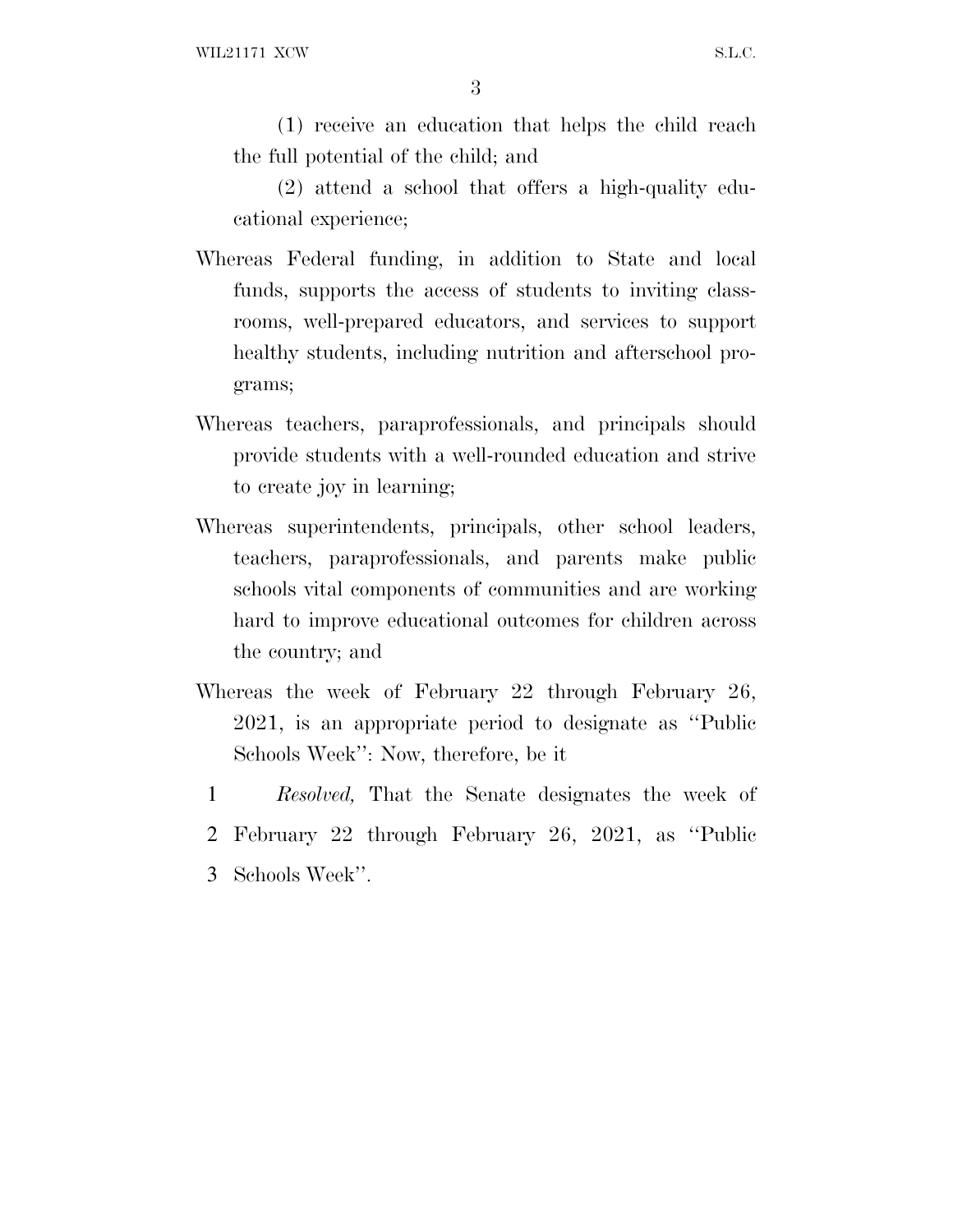(1) receive an education that helps the child reach the full potential of the child; and

(2) attend a school that offers a high-quality educational experience;

Whereas Federal funding, in addition to State and local funds, supports the access of students to inviting classrooms, well-prepared educators, and services to support healthy students, including nutrition and afterschool programs;

Whereas teachers, paraprofessionals, and principals should provide students with a well-rounded education and strive to create joy in learning;

Whereas superintendents, principals, other school leaders, teachers, paraprofessionals, and parents make public schools vital components of communities and are working hard to improve educational outcomes for children across the country; and

Whereas the week of February 22 through February 26, 2021, is an appropriate period to designate as ''Public Schools Week'': Now, therefore, be it

1 *Resolved,* That the Senate designates the week of
2 February 22 through February 26, 2021, as ''Public
3 Schools Week''.